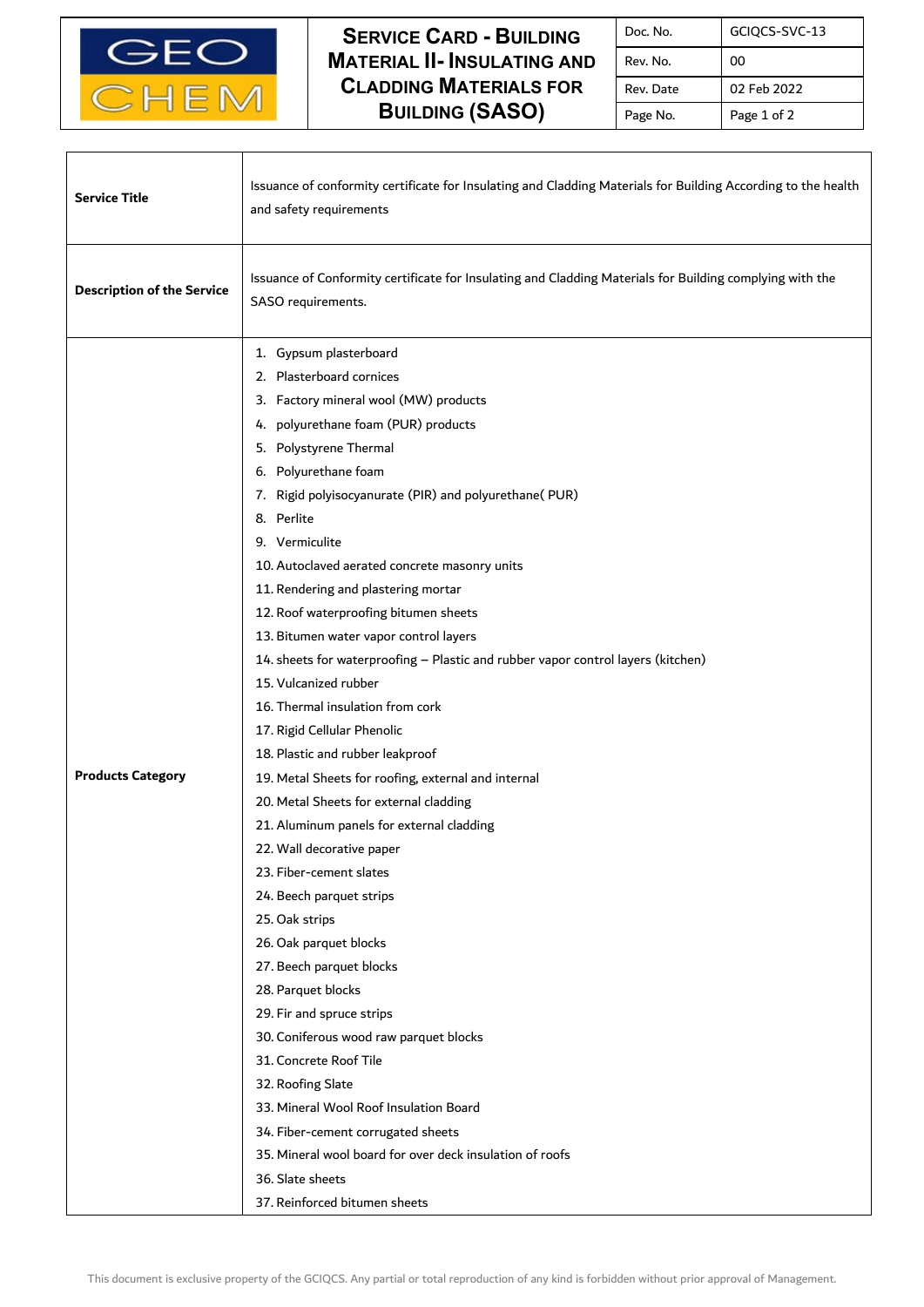# Service Card - Building Material II- Insulating and Cladding Materials for Building (SASO)

| Doc. No. | GCIQCS-SVC-13 |
|---|---|
| Rev. No. | 00 |
| Rev. Date | 02 Feb 2022 |

| | |
|---|---|
| **Service Title** | Issuance of conformity certificate for Insulating and Cladding Materials for Building According to the health and safety requirements |
| **Description of the Service** | Issuance of Conformity certificate for Insulating and Cladding Materials for Building complying with the SASO requirements. |
| **Products Category** | 1. Gypsum plasterboard<br>2. Plasterboard cornices<br>3. Factory mineral wool (MW) products<br>4. polyurethane foam (PUR) products<br>5. Polystyrene Thermal<br>6. Polyurethane foam<br>7. Rigid polyisocyanurate (PIR) and polyurethane( PUR)<br>8. Perlite<br>9. Vermiculite<br>10. Autoclaved aerated concrete masonry units<br>11. Rendering and plastering mortar<br>12. Roof waterproofing bitumen sheets<br>13. Bitumen water vapor control layers<br>14. sheets for waterproofing – Plastic and rubber vapor control layers (kitchen)<br>15. Vulcanized rubber<br>16. Thermal insulation from cork<br>17. Rigid Cellular Phenolic<br>18. Plastic and rubber leakproof<br>19. Metal Sheets for roofing, external and internal<br>20. Metal Sheets for external cladding<br>21. Aluminum panels for external cladding<br>22. Wall decorative paper<br>23. Fiber-cement slates<br>24. Beech parquet strips<br>25. Oak strips<br>26. Oak parquet blocks<br>27. Beech parquet blocks<br>28. Parquet blocks<br>29. Fir and spruce strips<br>30. Coniferous wood raw parquet blocks<br>31. Concrete Roof Tile<br>32. Roofing Slate<br>33. Mineral Wool Roof Insulation Board<br>34. Fiber-cement corrugated sheets<br>35. Mineral wool board for over deck insulation of roofs<br>36. Slate sheets<br>37. Reinforced bitumen sheets |

This document is exclusive property of the GCIQCS. Any partial or total reproduction of any kind is forbidden without prior approval of Management.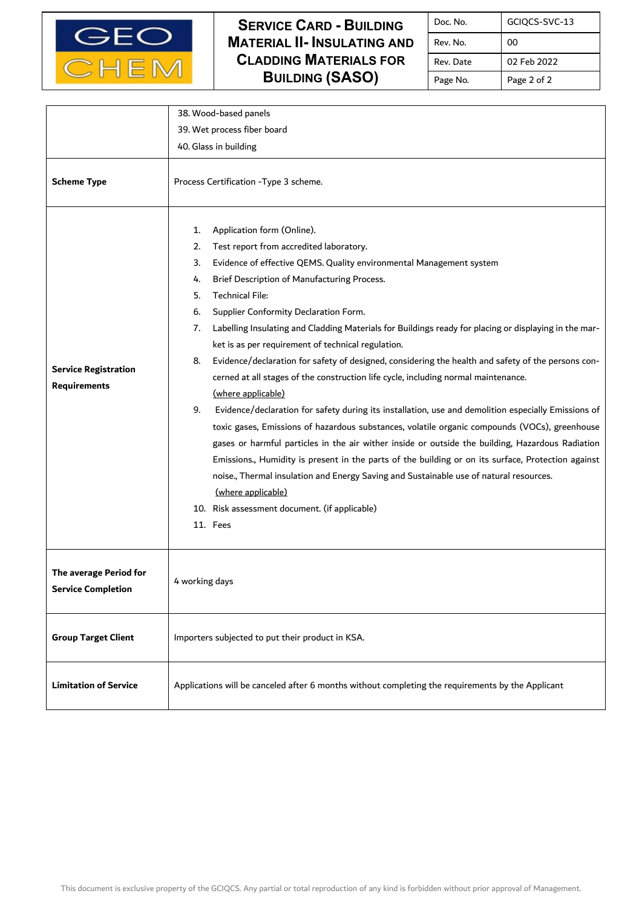| | |
|---|---|
| | 38. Wood-based panels<br>39. Wet process fiber board<br>40. Glass in building |
| **Scheme Type** | Process Certification -Type 3 scheme. |
| **Service Registration Requirements** | 1. Application form (Online).<br>2. Test report from accredited laboratory.<br>3. Evidence of effective QEMS. Quality environmental Management system<br>4. Brief Description of Manufacturing Process.<br>5. Technical File:<br>6. Supplier Conformity Declaration Form.<br>7. Labelling Insulating and Cladding Materials for Buildings ready for placing or displaying in the market is as per requirement of technical regulation.<br>8. Evidence/declaration for safety of designed, considering the health and safety of the persons concerned at all stages of the construction life cycle, including normal maintenance. (where applicable)<br>9. Evidence/declaration for safety during its installation, use and demolition especially Emissions of toxic gases, Emissions of hazardous substances, volatile organic compounds (VOCs), greenhouse gases or harmful particles in the air wither inside or outside the building, Hazardous Radiation Emissions., Humidity is present in the parts of the building or on its surface, Protection against noise., Thermal insulation and Energy Saving and Sustainable use of natural resources. (where applicable)<br>10. Risk assessment document. (if applicable)<br>11. Fees |
| **The average Period for Service Completion** | 4 working days |
| **Group Target Client** | Importers subjected to put their product in KSA. |
| **Limitation of Service** | Applications will be canceled after 6 months without completing the requirements by the Applicant |

This document is exclusive property of the GCIQCS. Any partial or total reproduction of any kind is forbidden without prior approval of Management.